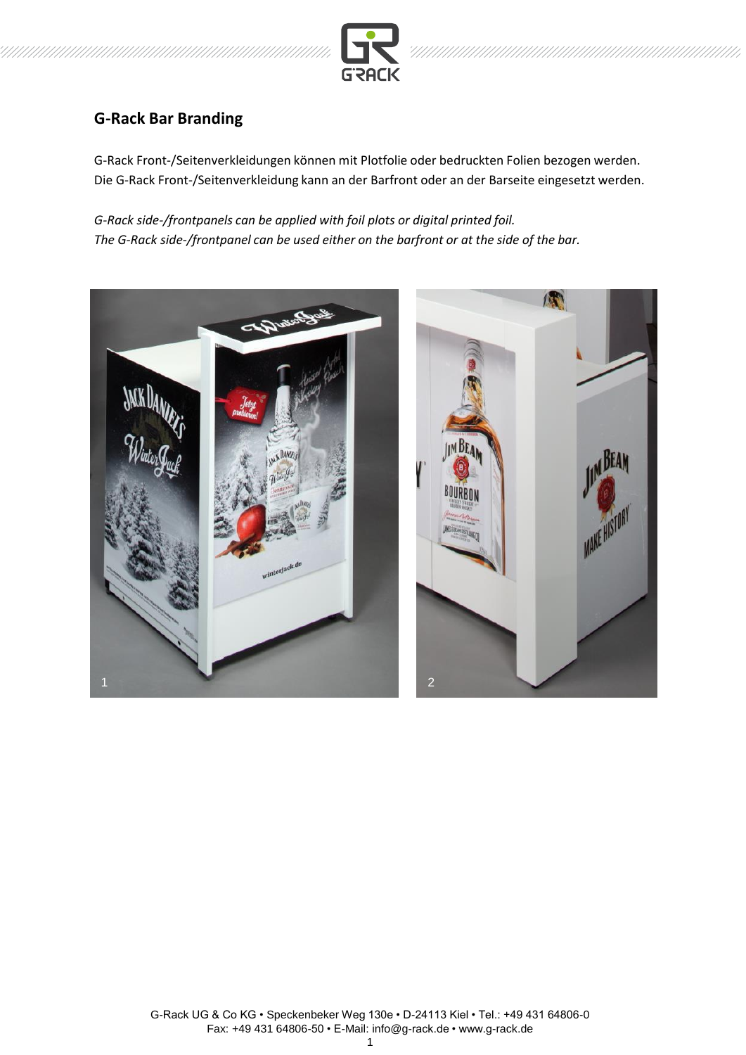## G-Rack Bar Branding

G-Rack Front-/Seitenverkleidungen können mit Plotfolie oder bedruckten Folien bezogen werden.
Die G-Rack Front-/Seitenverkleidung kann an der Barfront oder an der Barseite eingesetzt werden.

*G-Rack side-/frontpanels can be applied with foil plots or digital printed foil.*
*The G-Rack side-/frontpanel can be used either on the barfront or at the side of the bar.*

1

2

G-Rack UG & Co KG • Speckenbeker Weg 130e • D-24113 Kiel • Tel.: +49 431 64806-0
Fax: +49 431 64806-50 • E-Mail: info@g-rack.de • www.g-rack.de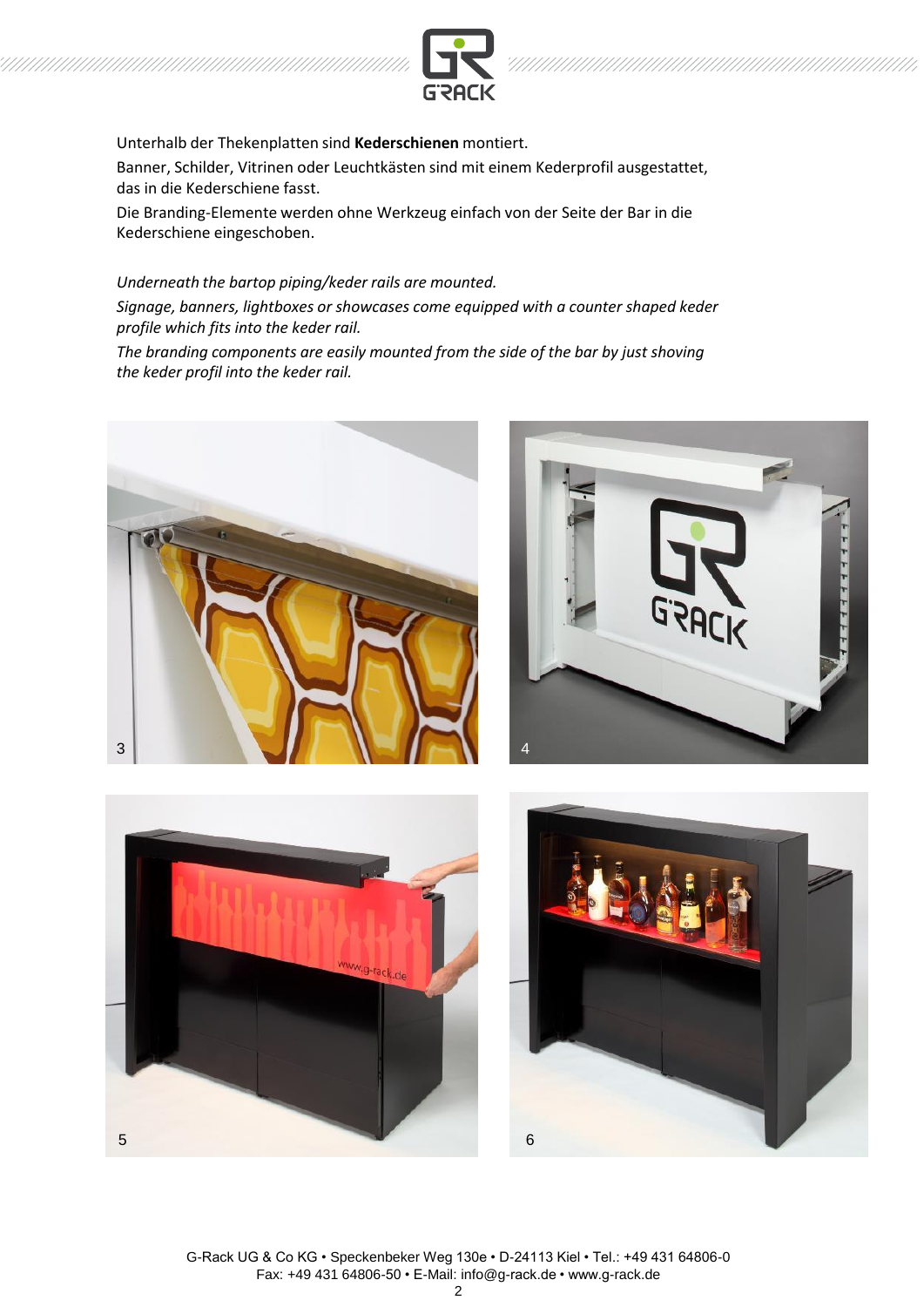Unterhalb der Thekenplatten sind **Kederschienen** montiert.

Banner, Schilder, Vitrinen oder Leuchtkästen sind mit einem Kederprofil ausgestattet, das in die Kederschiene fasst.

Die Branding-Elemente werden ohne Werkzeug einfach von der Seite der Bar in die Kederschiene eingeschoben.

*Underneath the bartop piping/keder rails are mounted.*

*Signage, banners, lightboxes or showcases come equipped with a counter shaped keder profile which fits into the keder rail.*

*The branding components are easily mounted from the side of the bar by just shoving the keder profil into the keder rail.*

3

4

5

6

G-Rack UG & Co KG • Speckenbeker Weg 130e • D-24113 Kiel • Tel.: +49 431 64806-0
Fax: +49 431 64806-50 • E-Mail: info@g-rack.de • www.g-rack.de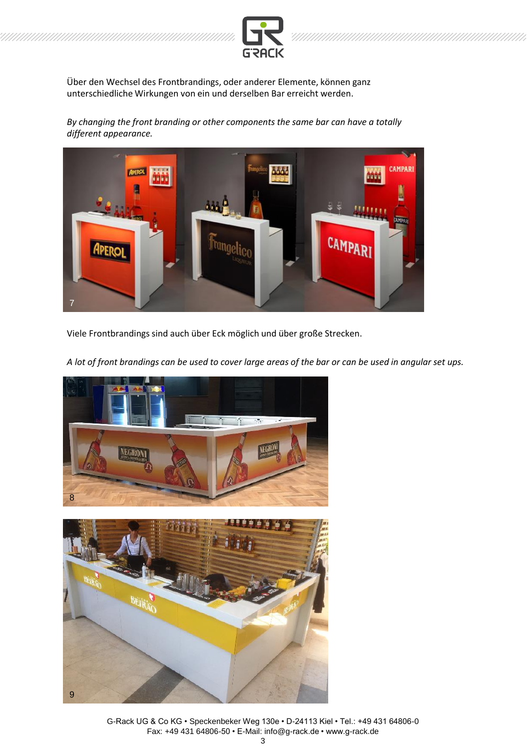Über den Wechsel des Frontbrandings, oder anderer Elemente, können ganz unterschiedliche Wirkungen von ein und derselben Bar erreicht werden.

*By changing the front branding or other components the same bar can have a totally different appearance.*

7

Viele Frontbrandings sind auch über Eck möglich und über große Strecken.

*A lot of front brandings can be used to cover large areas of the bar or can be used in angular set ups.*

8

9

G-Rack UG & Co KG • Speckenbeker Weg 130e • D-24113 Kiel • Tel.: +49 431 64806-0
Fax: +49 431 64806-50 • E-Mail: info@g-rack.de • www.g-rack.de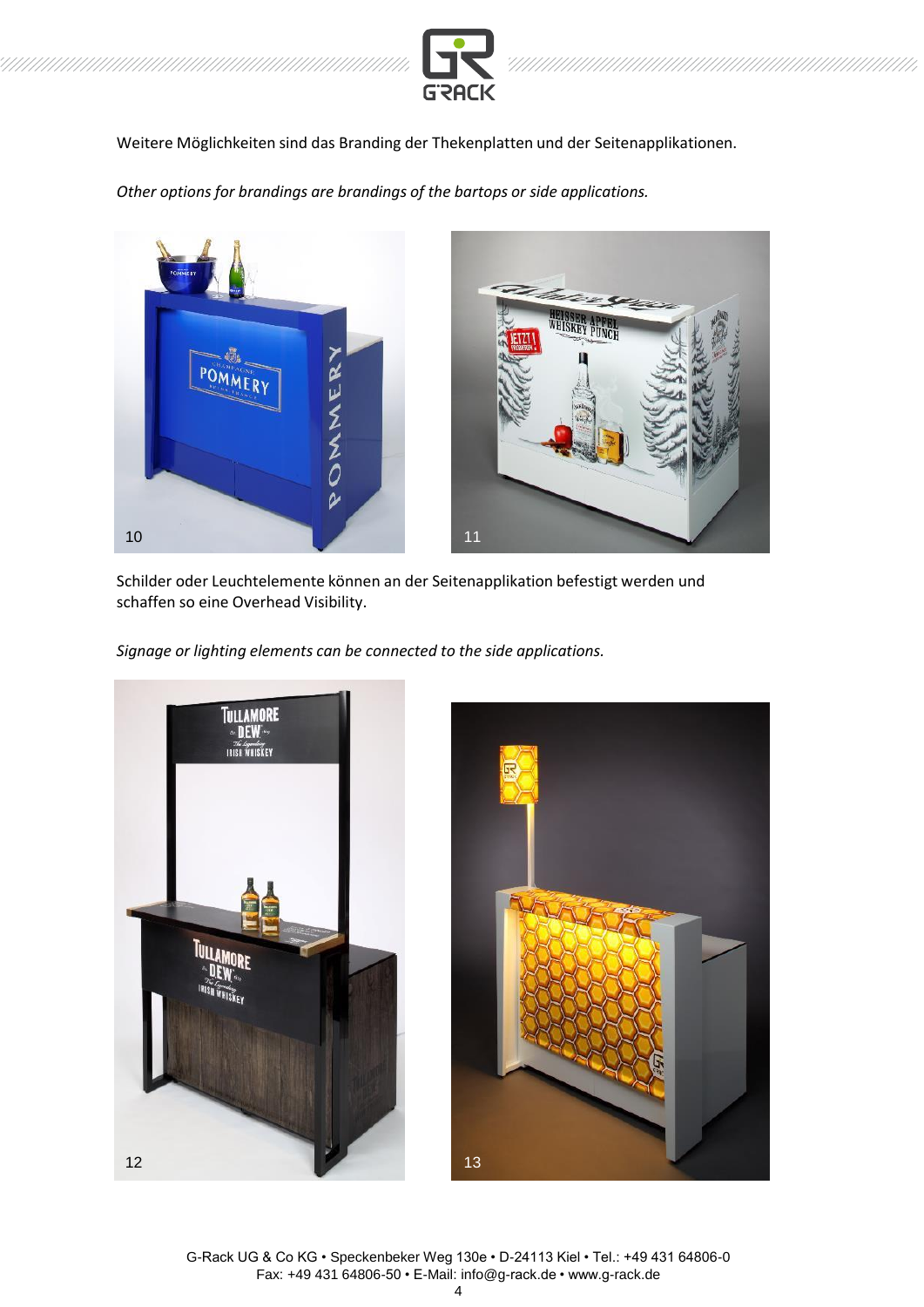Weitere Möglichkeiten sind das Branding der Thekenplatten und der Seitenapplikationen.

*Other options for brandings are brandings of the bartops or side applications.*

10

11

Schilder oder Leuchtelemente können an der Seitenapplikation befestigt werden und schaffen so eine Overhead Visibility.

*Signage or lighting elements can be connected to the side applications.*

12

13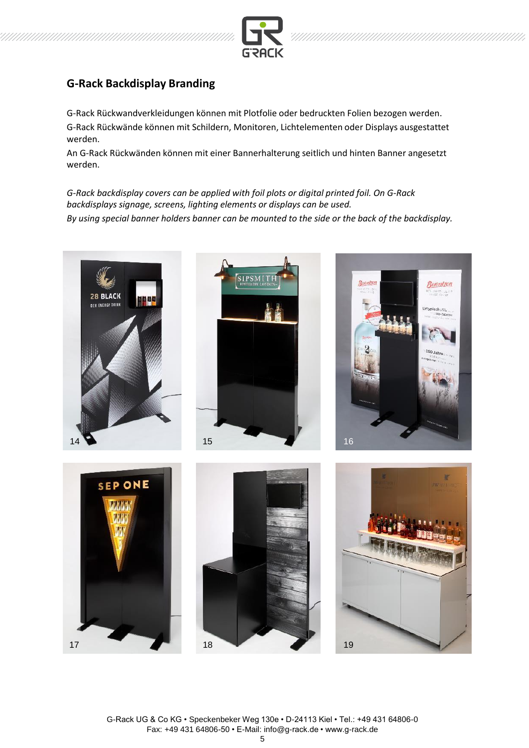## G-Rack Backdisplay Branding

G-Rack Rückwandverkleidungen können mit Plotfolie oder bedruckten Folien bezogen werden.
G-Rack Rückwände können mit Schildern, Monitoren, Lichtelementen oder Displays ausgestattet werden.
An G-Rack Rückwänden können mit einer Bannerhalterung seitlich und hinten Banner angesetzt werden.

*G-Rack backdisplay covers can be applied with foil plots or digital printed foil. On G-Rack backdisplays signage, screens, lighting elements or displays can be used.*
*By using special banner holders banner can be mounted to the side or the back of the backdisplay.*

14

15

16

17

18

19

G-Rack UG & Co KG • Speckenbeker Weg 130e • D-24113 Kiel • Tel.: +49 431 64806-0
Fax: +49 431 64806-50 • E-Mail: info@g-rack.de • www.g-rack.de